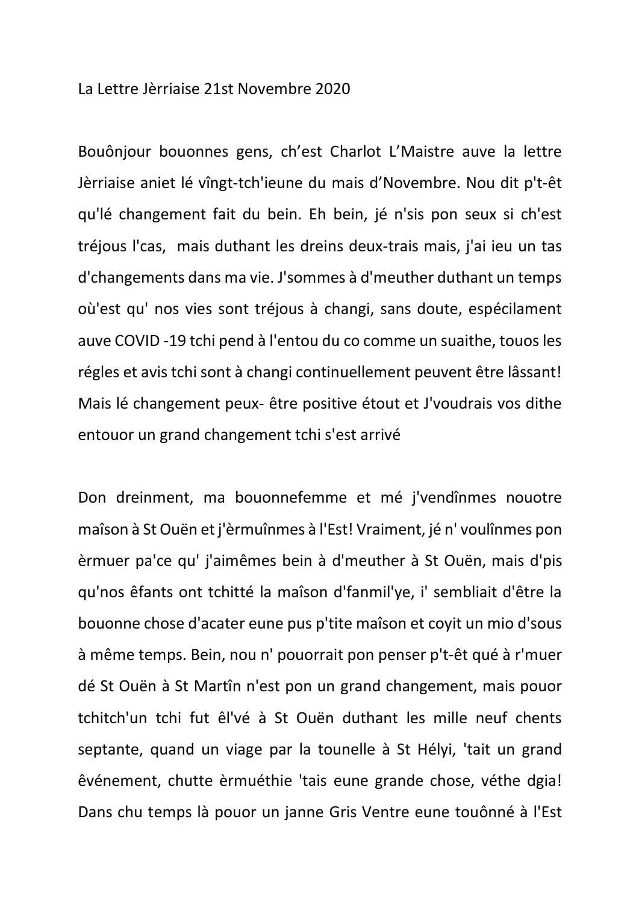La Lettre Jèrriaise 21st Novembre 2020

Bouônjour bouonnes gens, ch'est Charlot L'Maistre auve la lettre Jèrriaise aniet lé vîngt-tch'ieune du mais d'Novembre. Nou dit p't-êt qu'lé changement fait du bein. Eh bein, jé n'sis pon seux si ch'est tréjous l'cas, mais duthant les dreins deux-trais mais, j'ai ieu un tas d'changements dans ma vie. J'sommes à d'meuther duthant un temps où'est qu' nos vies sont tréjous à changi, sans doute, espécilament auve COVID -19 tchi pend à l'entou du co comme un suaithe, touos les régles et avis tchi sont à changi continuellement peuvent être lâssant! Mais lé changement peux- être positive étout et J'voudrais vos dithe entouor un grand changement tchi s'est arrivé

Don dreinment, ma bouonnefemme et mé j'vendînmes nouotre maîson à St Ouën et j'èrmuînmes à l'Est! Vraiment, jé n' voulînmes pon èrmuer pa'ce qu' j'aimêmes bein à d'meuther à St Ouën, mais d'pis qu'nos êfants ont tchitté la maîson d'fanmil'ye, i' sembliait d'être la bouonne chose d'acater eune pus p'tite maîson et coyit un mio d'sous à même temps. Bein, nou n' pouorrait pon penser p't-êt qué à r'muer dé St Ouën à St Martîn n'est pon un grand changement, mais pouor tchitch'un tchi fut êl'vé à St Ouën duthant les mille neuf chents septante, quand un viage par la tounelle à St Hélyi, 'tait un grand êvénement, chutte èrmuéthie 'tais eune grande chose, véthe dgia! Dans chu temps là pouor un janne Gris Ventre eune touônné à l'Est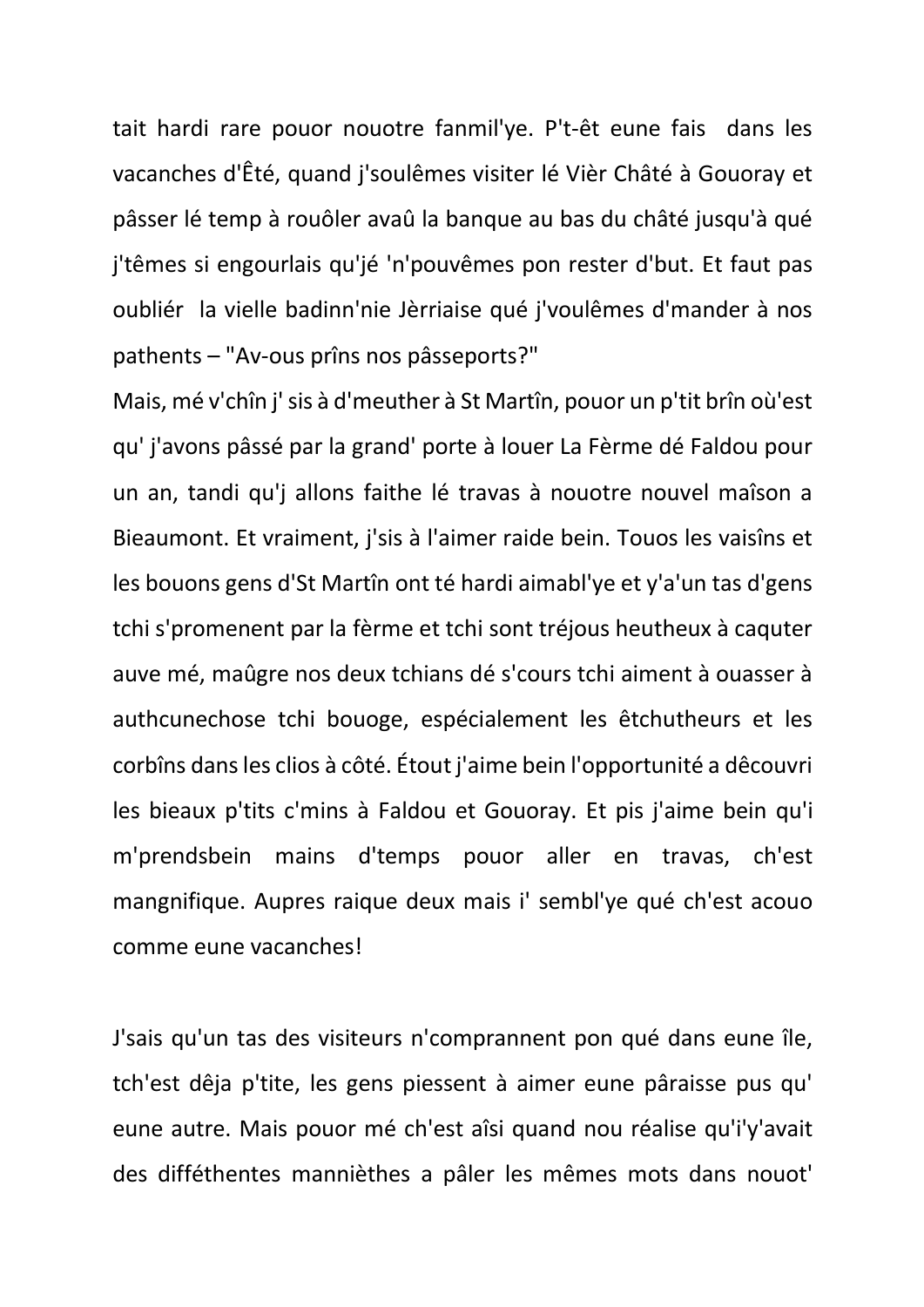tait hardi rare pouor nouotre fanmil'ye. P't-êt eune fais dans les vacanches d'Êté, quand j'soulêmes visiter lé Vièr Châté à Gouoray et pâsser lé temp à rouôler avaû la banque au bas du châté jusqu'à qué j'têmes si engourlais qu'jé 'n'pouvêmes pon rester d'but. Et faut pas oubliér la vielle badinn'nie Jèrriaise qué j'voulêmes d'mander à nos pathents – "Av-ous prîns nos pâsseports?"

Mais, mé v'chîn j' sis à d'meuther à St Martîn, pouor un p'tit brîn où'est qu' j'avons pâssé par la grand' porte à louer La Fèrme dé Faldou pour un an, tandi qu'j allons faithe lé travas à nouotre nouvel maîson a Bieaumont. Et vraiment, j'sis à l'aimer raide bein. Touos les vaisîns et les bouons gens d'St Martîn ont té hardi aimabl'ye et y'a'un tas d'gens tchi s'promenent par la fèrme et tchi sont tréjous heutheux à caquter auve mé, maûgre nos deux tchians dé s'cours tchi aiment à ouasser à authcunechose tchi bouoge, espécialement les êtchutheurs et les corbîns dans les clios à côté. Étout j'aime bein l'opportunité a dêcouvri les bieaux p'tits c'mins à Faldou et Gouoray. Et pis j'aime bein qu'i m'prendsbein mains d'temps pouor aller en travas, ch'est mangnifique. Aupres raique deux mais i' sembl'ye qué ch'est acouo comme eune vacanches!

J'sais qu'un tas des visiteurs n'comprannent pon qué dans eune île, tch'est dêja p'tite, les gens piessent à aimer eune pâraisse pus qu' eune autre. Mais pouor mé ch'est aîsi quand nou réalise qu'i'y'avait des difféthentes mannièthes a pâler les mêmes mots dans nouot'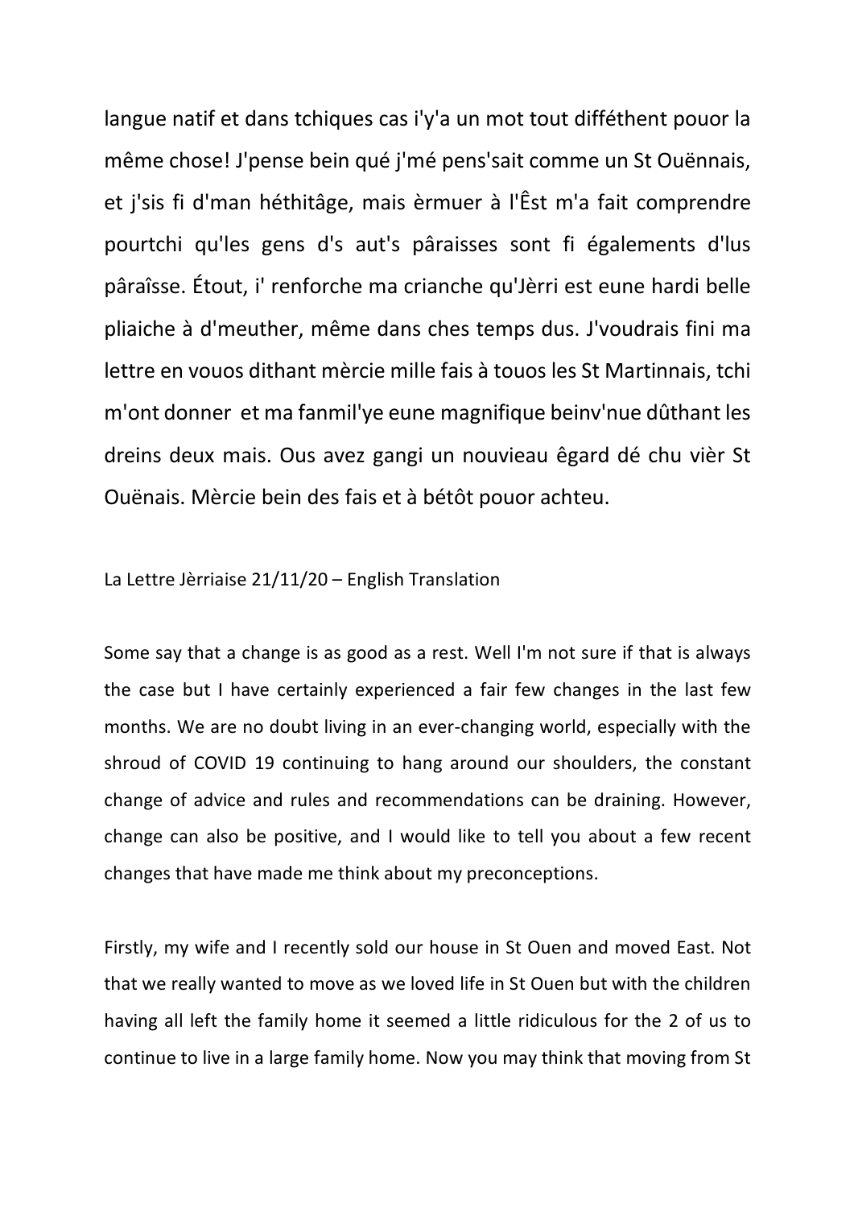langue natif et dans tchiques cas i'y'a un mot tout difféthent pouor la même chose! J'pense bein qué j'mé pens'sait comme un St Ouënnais, et j'sis fi d'man héthitâge, mais èrmuer à l'Êst m'a fait comprendre pourtchi qu'les gens d's aut's pâraisses sont fi égalements d'lus pâraîsse. Étout, i' renforche ma crianche qu'Jèrri est eune hardi belle pliaiche à d'meuther, même dans ches temps dus. J'voudrais fini ma lettre en vouos dithant mèrcie mille fais à touos les St Martinnais, tchi m'ont donner  et ma fanmil'ye eune magnifique beinv'nue dûthant les dreins deux mais. Ous avez gangi un nouvieau êgard dé chu vièr St Ouënais. Mèrcie bein des fais et à bétôt pouor achteu.

La Lettre Jèrriaise 21/11/20 – English Translation

Some say that a change is as good as a rest. Well I'm not sure if that is always the case but I have certainly experienced a fair few changes in the last few months. We are no doubt living in an ever-changing world, especially with the shroud of COVID 19 continuing to hang around our shoulders, the constant change of advice and rules and recommendations can be draining. However, change can also be positive, and I would like to tell you about a few recent changes that have made me think about my preconceptions.

Firstly, my wife and I recently sold our house in St Ouen and moved East. Not that we really wanted to move as we loved life in St Ouen but with the children having all left the family home it seemed a little ridiculous for the 2 of us to continue to live in a large family home. Now you may think that moving from St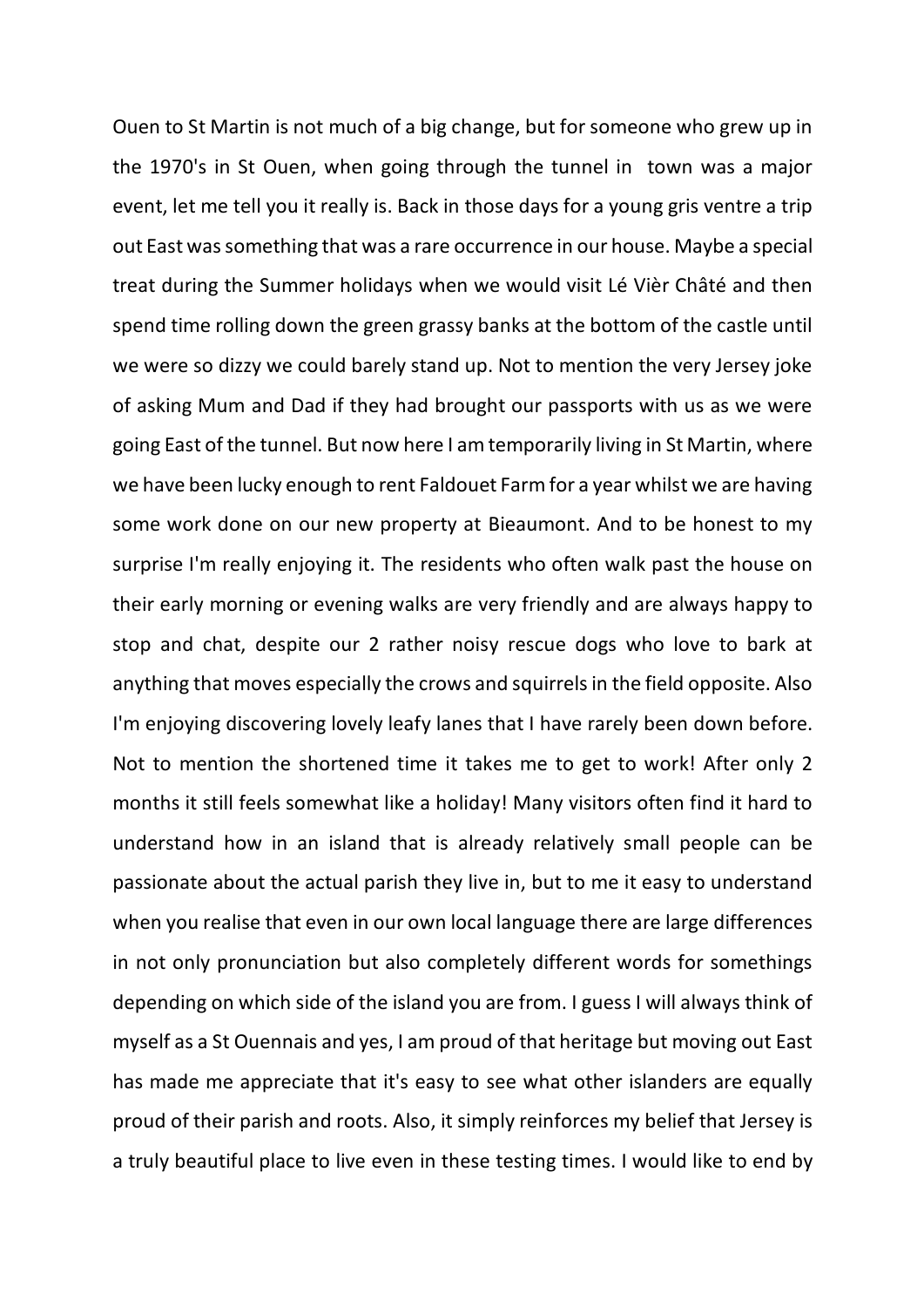Ouen to St Martin is not much of a big change, but for someone who grew up in the 1970's in St Ouen, when going through the tunnel in town was a major event, let me tell you it really is. Back in those days for a young gris ventre a trip out East was something that was a rare occurrence in our house. Maybe a special treat during the Summer holidays when we would visit Lé Vièr Châté and then spend time rolling down the green grassy banks at the bottom of the castle until we were so dizzy we could barely stand up. Not to mention the very Jersey joke of asking Mum and Dad if they had brought our passports with us as we were going East of the tunnel. But now here I am temporarily living in St Martin, where we have been lucky enough to rent Faldouet Farm for a year whilst we are having some work done on our new property at Bieaumont. And to be honest to my surprise I'm really enjoying it. The residents who often walk past the house on their early morning or evening walks are very friendly and are always happy to stop and chat, despite our 2 rather noisy rescue dogs who love to bark at anything that moves especially the crows and squirrels in the field opposite. Also I'm enjoying discovering lovely leafy lanes that I have rarely been down before. Not to mention the shortened time it takes me to get to work! After only 2 months it still feels somewhat like a holiday! Many visitors often find it hard to understand how in an island that is already relatively small people can be passionate about the actual parish they live in, but to me it easy to understand when you realise that even in our own local language there are large differences in not only pronunciation but also completely different words for somethings depending on which side of the island you are from. I guess I will always think of myself as a St Ouennais and yes, I am proud of that heritage but moving out East has made me appreciate that it's easy to see what other islanders are equally proud of their parish and roots. Also, it simply reinforces my belief that Jersey is a truly beautiful place to live even in these testing times. I would like to end by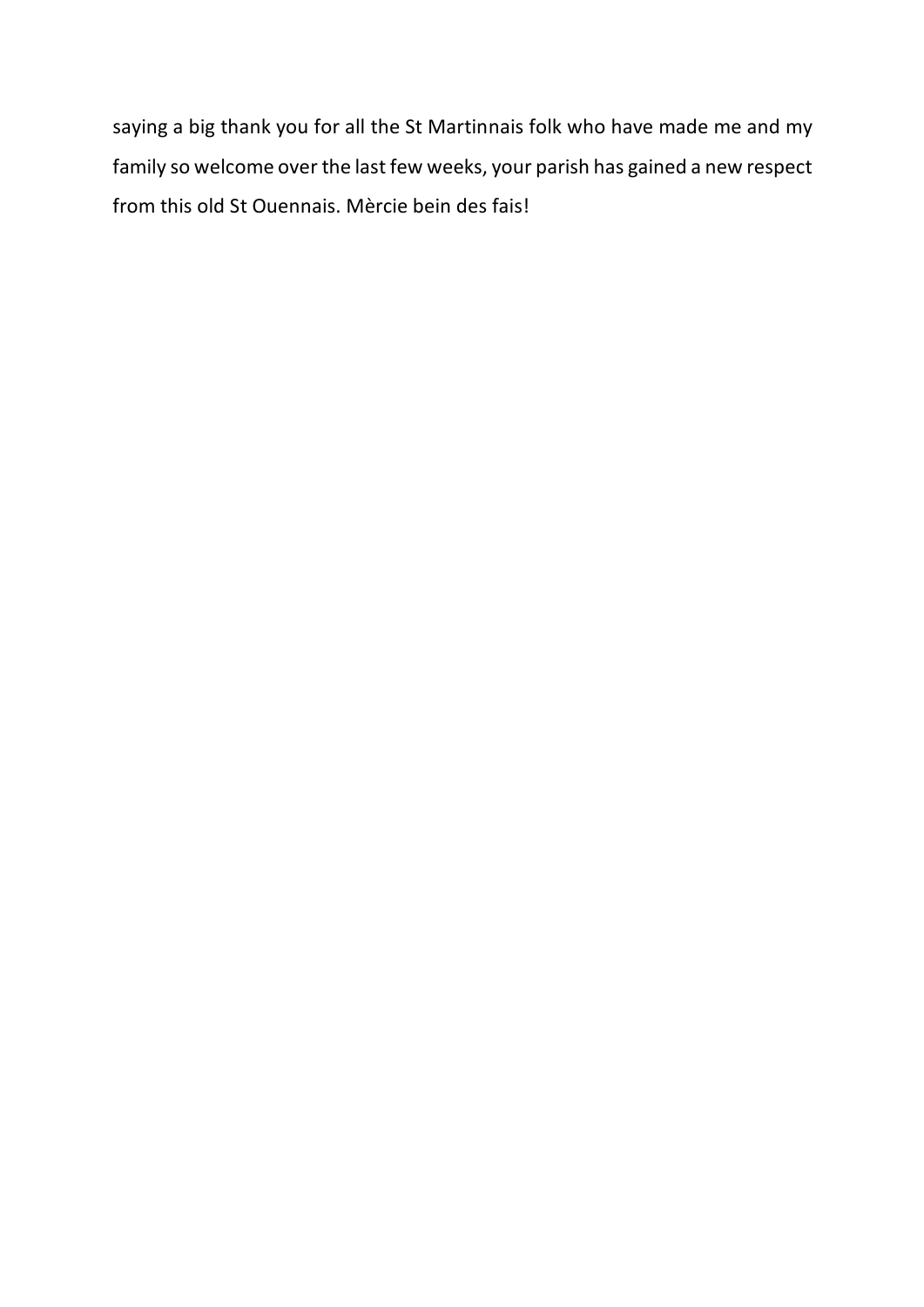saying a big thank you for all the St Martinnais folk who have made me and my family so welcome over the last few weeks, your parish has gained a new respect from this old St Ouennais. Mèrcie bein des fais!